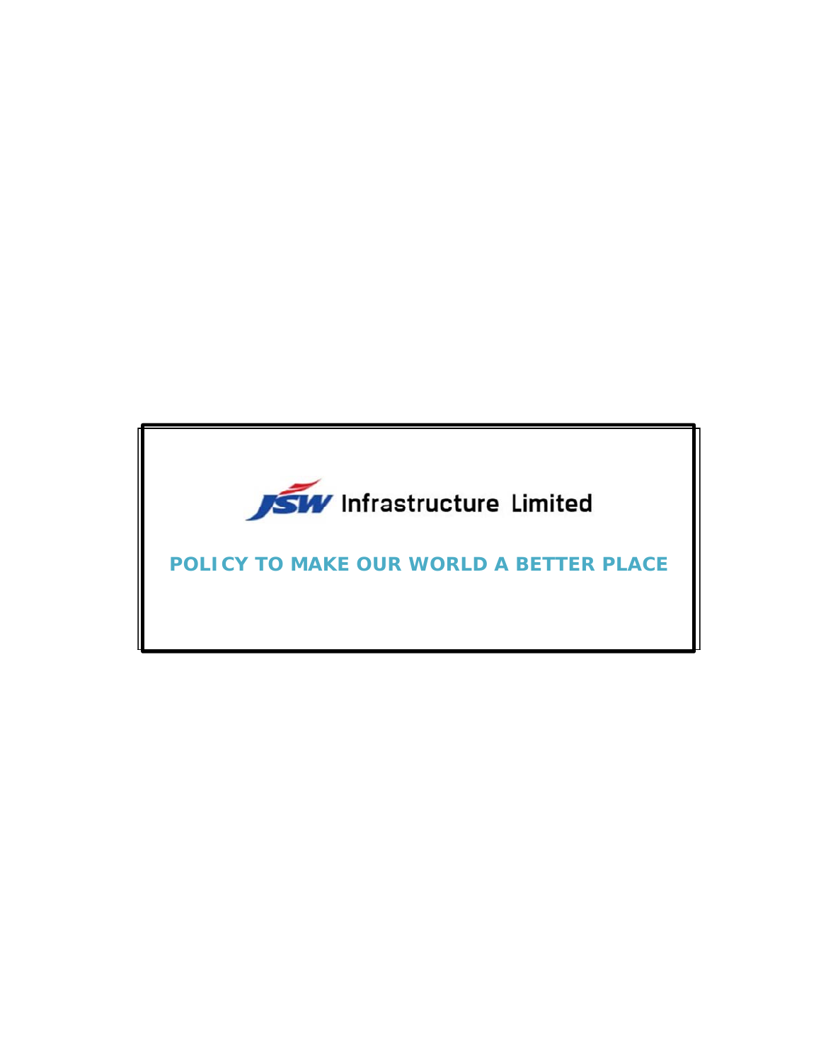# JSW Infrastructure Limited

## POLICY TO MAKE OUR WORLD A BETTER PLACE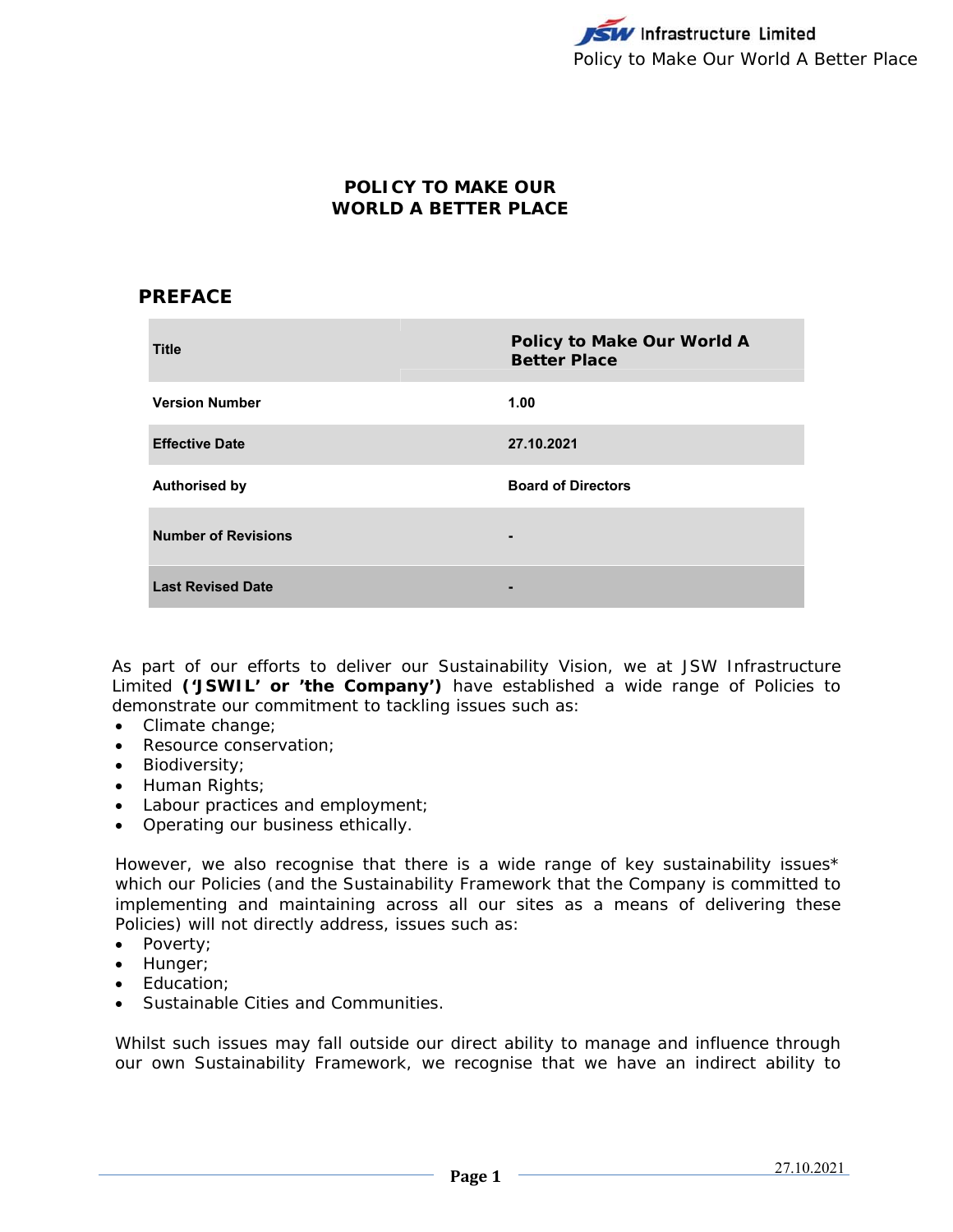# POLICY TO MAKE OUR WORLD A BETTER PLACE

## PREFACE

| Title | Policy to Make Our World A Better Place |
|---|---|
| Version Number | 1.00 |
| Effective Date | 27.10.2021 |
| Authorised by | Board of Directors |
| Number of Revisions | - |
| Last Revised Date | - |

As part of our efforts to deliver our Sustainability Vision, we at JSW Infrastructure Limited **('JSWIL' or 'the Company')** have established a wide range of Policies to demonstrate our commitment to tackling issues such as:

- Climate change;
- Resource conservation;
- Biodiversity;
- Human Rights;
- Labour practices and employment;
- Operating our business ethically.

However, we also recognise that there is a wide range of key sustainability issues* which our Policies (and the Sustainability Framework that the Company is committed to implementing and maintaining across all our sites as a means of delivering these Policies) will not directly address, issues such as:

- Poverty;
- Hunger;
- Education;
- Sustainable Cities and Communities.

Whilst such issues may fall outside our direct ability to manage and influence through our own Sustainability Framework, we recognise that we have an indirect ability to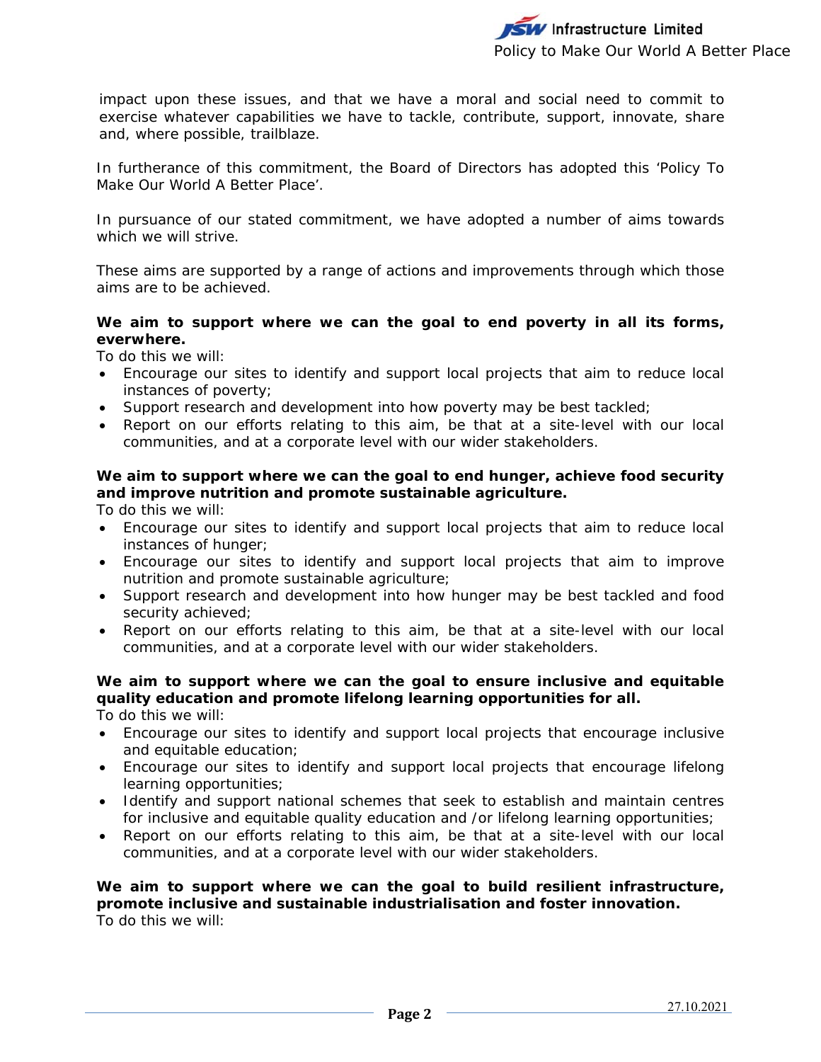impact upon these issues, and that we have a moral and social need to commit to exercise whatever capabilities we have to tackle, contribute, support, innovate, share and, where possible, trailblaze.

In furtherance of this commitment, the Board of Directors has adopted this 'Policy To Make Our World A Better Place'.

In pursuance of our stated commitment, we have adopted a number of aims towards which we will strive.

These aims are supported by a range of actions and improvements through which those aims are to be achieved.

**We aim to support where we can the goal to end poverty in all its forms, everwhere.**
To do this we will:

- Encourage our sites to identify and support local projects that aim to reduce local instances of poverty;
- Support research and development into how poverty may be best tackled;
- Report on our efforts relating to this aim, be that at a site-level with our local communities, and at a corporate level with our wider stakeholders.

**We aim to support where we can the goal to end hunger, achieve food security and improve nutrition and promote sustainable agriculture.**
To do this we will:

- Encourage our sites to identify and support local projects that aim to reduce local instances of hunger;
- Encourage our sites to identify and support local projects that aim to improve nutrition and promote sustainable agriculture;
- Support research and development into how hunger may be best tackled and food security achieved;
- Report on our efforts relating to this aim, be that at a site-level with our local communities, and at a corporate level with our wider stakeholders.

**We aim to support where we can the goal to ensure inclusive and equitable quality education and promote lifelong learning opportunities for all.**
To do this we will:

- Encourage our sites to identify and support local projects that encourage inclusive and equitable education;
- Encourage our sites to identify and support local projects that encourage lifelong learning opportunities;
- Identify and support national schemes that seek to establish and maintain centres for inclusive and equitable quality education and /or lifelong learning opportunities;
- Report on our efforts relating to this aim, be that at a site-level with our local communities, and at a corporate level with our wider stakeholders.

**We aim to support where we can the goal to build resilient infrastructure, promote inclusive and sustainable industrialisation and foster innovation.**
To do this we will: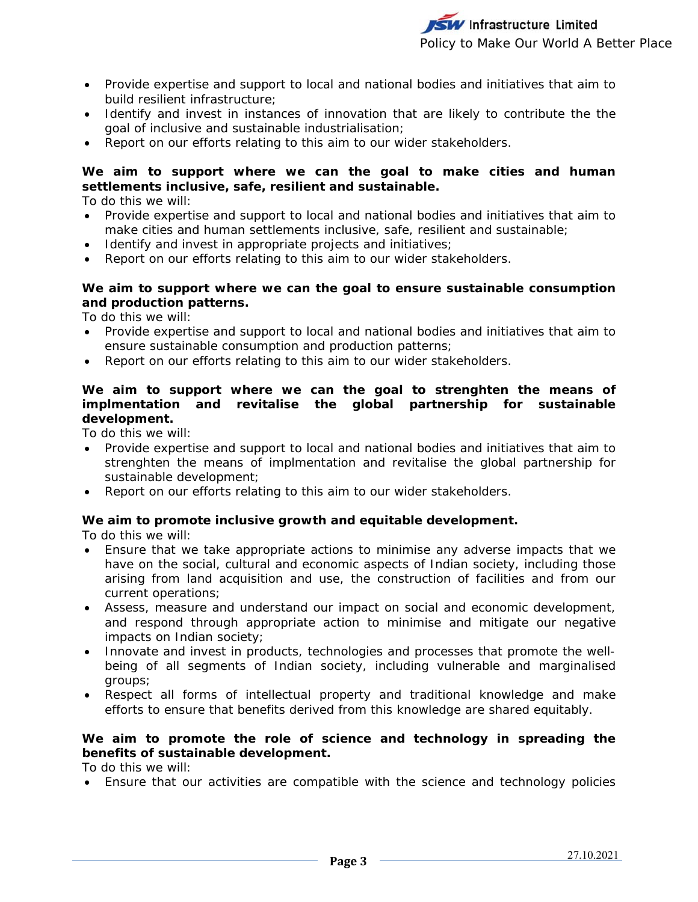- Provide expertise and support to local and national bodies and initiatives that aim to build resilient infrastructure;
- Identify and invest in instances of innovation that are likely to contribute the the goal of inclusive and sustainable industrialisation;
- Report on our efforts relating to this aim to our wider stakeholders.

**We aim to support where we can the goal to make cities and human settlements inclusive, safe, resilient and sustainable.**

To do this we will:

- Provide expertise and support to local and national bodies and initiatives that aim to make cities and human settlements inclusive, safe, resilient and sustainable;
- Identify and invest in appropriate projects and initiatives;
- Report on our efforts relating to this aim to our wider stakeholders.

**We aim to support where we can the goal to ensure sustainable consumption and production patterns.**

To do this we will:

- Provide expertise and support to local and national bodies and initiatives that aim to ensure sustainable consumption and production patterns;
- Report on our efforts relating to this aim to our wider stakeholders.

**We aim to support where we can the goal to strenghten the means of implmentation and revitalise the global partnership for sustainable development.**

To do this we will:

- Provide expertise and support to local and national bodies and initiatives that aim to strenghten the means of implmentation and revitalise the global partnership for sustainable development;
- Report on our efforts relating to this aim to our wider stakeholders.

**We aim to promote inclusive growth and equitable development.**

To do this we will:

- Ensure that we take appropriate actions to minimise any adverse impacts that we have on the social, cultural and economic aspects of Indian society, including those arising from land acquisition and use, the construction of facilities and from our current operations;
- Assess, measure and understand our impact on social and economic development, and respond through appropriate action to minimise and mitigate our negative impacts on Indian society;
- Innovate and invest in products, technologies and processes that promote the well-being of all segments of Indian society, including vulnerable and marginalised groups;
- Respect all forms of intellectual property and traditional knowledge and make efforts to ensure that benefits derived from this knowledge are shared equitably.

**We aim to promote the role of science and technology in spreading the benefits of sustainable development.**

To do this we will:

- Ensure that our activities are compatible with the science and technology policies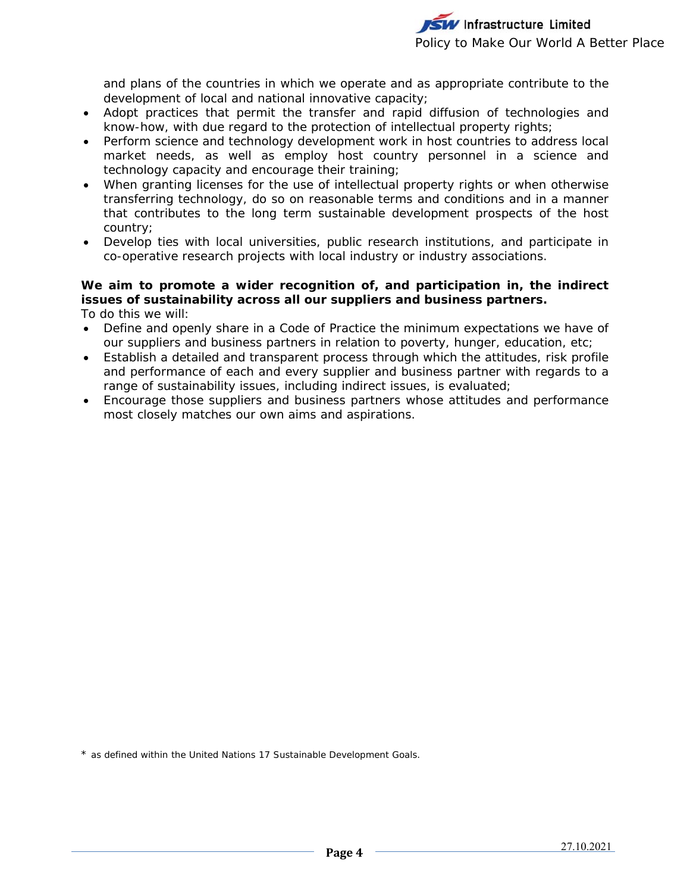and plans of the countries in which we operate and as appropriate contribute to the development of local and national innovative capacity;

- Adopt practices that permit the transfer and rapid diffusion of technologies and know-how, with due regard to the protection of intellectual property rights;
- Perform science and technology development work in host countries to address local market needs, as well as employ host country personnel in a science and technology capacity and encourage their training;
- When granting licenses for the use of intellectual property rights or when otherwise transferring technology, do so on reasonable terms and conditions and in a manner that contributes to the long term sustainable development prospects of the host country;
- Develop ties with local universities, public research institutions, and participate in co-operative research projects with local industry or industry associations.

**We aim to promote a wider recognition of, and participation in, the indirect issues of sustainability across all our suppliers and business partners.**

To do this we will:

- Define and openly share in a Code of Practice the minimum expectations we have of our suppliers and business partners in relation to poverty, hunger, education, etc;
- Establish a detailed and transparent process through which the attitudes, risk profile and performance of each and every supplier and business partner with regards to a range of sustainability issues, including indirect issues, is evaluated;
- Encourage those suppliers and business partners whose attitudes and performance most closely matches our own aims and aspirations.

* as defined within the United Nations 17 Sustainable Development Goals.